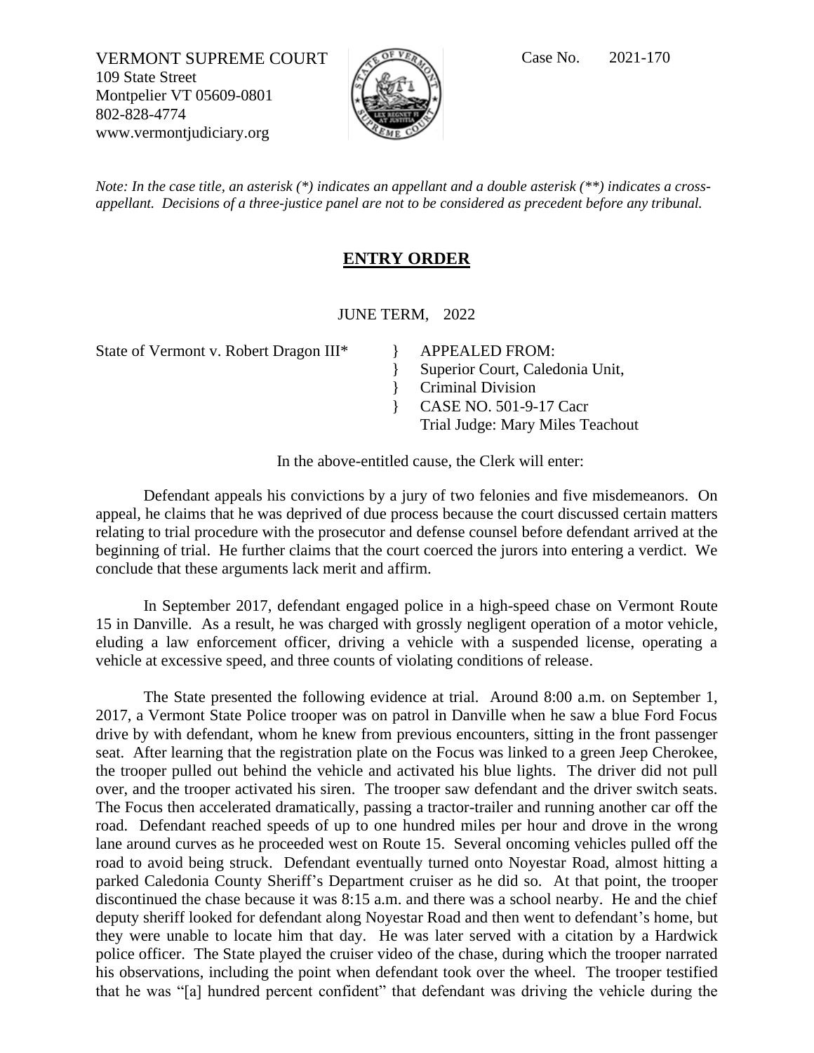VERMONT SUPREME COURT
109 State Street
Montpelier VT 05609-0801
802-828-4774
www.vermontjudiciary.org

Case No. 2021-170

*Note: In the case title, an asterisk (*) indicates an appellant and a double asterisk (**) indicates a cross-appellant. Decisions of a three-justice panel are not to be considered as precedent before any tribunal.*

## ENTRY ORDER

JUNE TERM, 2022

State of Vermont v. Robert Dragon III*

} APPEALED FROM:
} Superior Court, Caledonia Unit,
} Criminal Division
} CASE NO. 501-9-17 Cacr
Trial Judge: Mary Miles Teachout

In the above-entitled cause, the Clerk will enter:

Defendant appeals his convictions by a jury of two felonies and five misdemeanors. On appeal, he claims that he was deprived of due process because the court discussed certain matters relating to trial procedure with the prosecutor and defense counsel before defendant arrived at the beginning of trial. He further claims that the court coerced the jurors into entering a verdict. We conclude that these arguments lack merit and affirm.

In September 2017, defendant engaged police in a high-speed chase on Vermont Route 15 in Danville. As a result, he was charged with grossly negligent operation of a motor vehicle, eluding a law enforcement officer, driving a vehicle with a suspended license, operating a vehicle at excessive speed, and three counts of violating conditions of release.

The State presented the following evidence at trial. Around 8:00 a.m. on September 1, 2017, a Vermont State Police trooper was on patrol in Danville when he saw a blue Ford Focus drive by with defendant, whom he knew from previous encounters, sitting in the front passenger seat. After learning that the registration plate on the Focus was linked to a green Jeep Cherokee, the trooper pulled out behind the vehicle and activated his blue lights. The driver did not pull over, and the trooper activated his siren. The trooper saw defendant and the driver switch seats. The Focus then accelerated dramatically, passing a tractor-trailer and running another car off the road. Defendant reached speeds of up to one hundred miles per hour and drove in the wrong lane around curves as he proceeded west on Route 15. Several oncoming vehicles pulled off the road to avoid being struck. Defendant eventually turned onto Noyestar Road, almost hitting a parked Caledonia County Sheriff's Department cruiser as he did so. At that point, the trooper discontinued the chase because it was 8:15 a.m. and there was a school nearby. He and the chief deputy sheriff looked for defendant along Noyestar Road and then went to defendant's home, but they were unable to locate him that day. He was later served with a citation by a Hardwick police officer. The State played the cruiser video of the chase, during which the trooper narrated his observations, including the point when defendant took over the wheel. The trooper testified that he was "[a] hundred percent confident" that defendant was driving the vehicle during the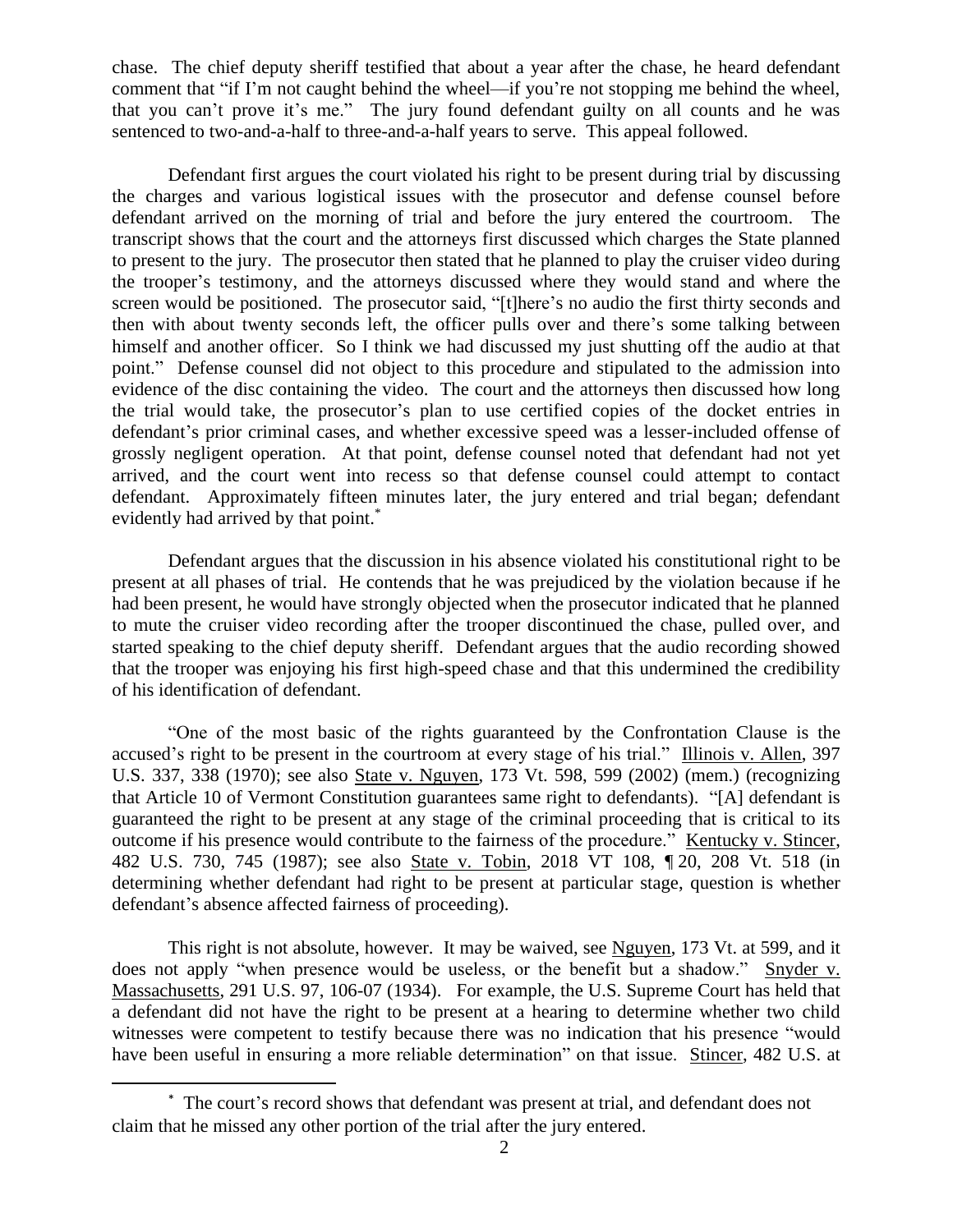chase. The chief deputy sheriff testified that about a year after the chase, he heard defendant comment that "if I'm not caught behind the wheel—if you're not stopping me behind the wheel, that you can't prove it's me." The jury found defendant guilty on all counts and he was sentenced to two-and-a-half to three-and-a-half years to serve. This appeal followed.

Defendant first argues the court violated his right to be present during trial by discussing the charges and various logistical issues with the prosecutor and defense counsel before defendant arrived on the morning of trial and before the jury entered the courtroom. The transcript shows that the court and the attorneys first discussed which charges the State planned to present to the jury. The prosecutor then stated that he planned to play the cruiser video during the trooper's testimony, and the attorneys discussed where they would stand and where the screen would be positioned. The prosecutor said, "[t]here's no audio the first thirty seconds and then with about twenty seconds left, the officer pulls over and there's some talking between himself and another officer. So I think we had discussed my just shutting off the audio at that point." Defense counsel did not object to this procedure and stipulated to the admission into evidence of the disc containing the video. The court and the attorneys then discussed how long the trial would take, the prosecutor's plan to use certified copies of the docket entries in defendant's prior criminal cases, and whether excessive speed was a lesser-included offense of grossly negligent operation. At that point, defense counsel noted that defendant had not yet arrived, and the court went into recess so that defense counsel could attempt to contact defendant. Approximately fifteen minutes later, the jury entered and trial began; defendant evidently had arrived by that point.[*]

Defendant argues that the discussion in his absence violated his constitutional right to be present at all phases of trial. He contends that he was prejudiced by the violation because if he had been present, he would have strongly objected when the prosecutor indicated that he planned to mute the cruiser video recording after the trooper discontinued the chase, pulled over, and started speaking to the chief deputy sheriff. Defendant argues that the audio recording showed that the trooper was enjoying his first high-speed chase and that this undermined the credibility of his identification of defendant.

"One of the most basic of the rights guaranteed by the Confrontation Clause is the accused's right to be present in the courtroom at every stage of his trial." Illinois v. Allen, 397 U.S. 337, 338 (1970); see also State v. Nguyen, 173 Vt. 598, 599 (2002) (mem.) (recognizing that Article 10 of Vermont Constitution guarantees same right to defendants). "[A] defendant is guaranteed the right to be present at any stage of the criminal proceeding that is critical to its outcome if his presence would contribute to the fairness of the procedure." Kentucky v. Stincer, 482 U.S. 730, 745 (1987); see also State v. Tobin, 2018 VT 108, ¶ 20, 208 Vt. 518 (in determining whether defendant had right to be present at particular stage, question is whether defendant's absence affected fairness of proceeding).

This right is not absolute, however. It may be waived, see Nguyen, 173 Vt. at 599, and it does not apply "when presence would be useless, or the benefit but a shadow." Snyder v. Massachusetts, 291 U.S. 97, 106-07 (1934). For example, the U.S. Supreme Court has held that a defendant did not have the right to be present at a hearing to determine whether two child witnesses were competent to testify because there was no indication that his presence "would have been useful in ensuring a more reliable determination" on that issue. Stincer, 482 U.S. at

[*] The court's record shows that defendant was present at trial, and defendant does not claim that he missed any other portion of the trial after the jury entered.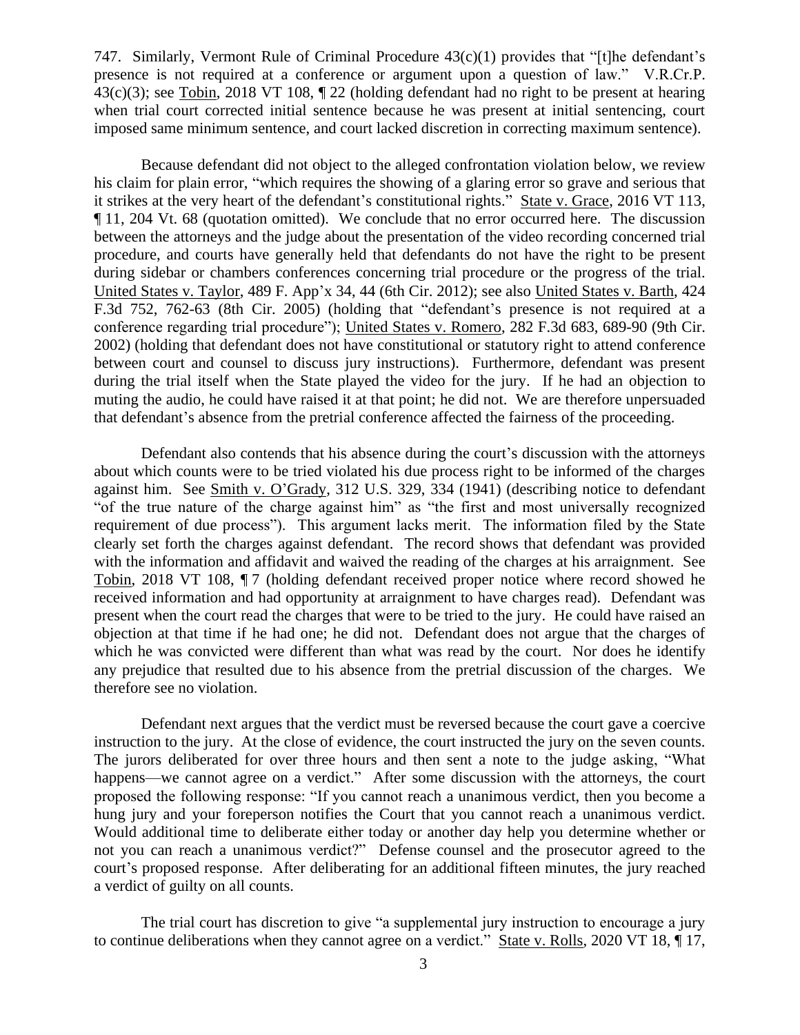747. Similarly, Vermont Rule of Criminal Procedure 43(c)(1) provides that "[t]he defendant's presence is not required at a conference or argument upon a question of law." V.R.Cr.P. 43(c)(3); see Tobin, 2018 VT 108, ¶ 22 (holding defendant had no right to be present at hearing when trial court corrected initial sentence because he was present at initial sentencing, court imposed same minimum sentence, and court lacked discretion in correcting maximum sentence).

Because defendant did not object to the alleged confrontation violation below, we review his claim for plain error, "which requires the showing of a glaring error so grave and serious that it strikes at the very heart of the defendant's constitutional rights." State v. Grace, 2016 VT 113, ¶ 11, 204 Vt. 68 (quotation omitted). We conclude that no error occurred here. The discussion between the attorneys and the judge about the presentation of the video recording concerned trial procedure, and courts have generally held that defendants do not have the right to be present during sidebar or chambers conferences concerning trial procedure or the progress of the trial. United States v. Taylor, 489 F. App'x 34, 44 (6th Cir. 2012); see also United States v. Barth, 424 F.3d 752, 762-63 (8th Cir. 2005) (holding that "defendant's presence is not required at a conference regarding trial procedure"); United States v. Romero, 282 F.3d 683, 689-90 (9th Cir. 2002) (holding that defendant does not have constitutional or statutory right to attend conference between court and counsel to discuss jury instructions). Furthermore, defendant was present during the trial itself when the State played the video for the jury. If he had an objection to muting the audio, he could have raised it at that point; he did not. We are therefore unpersuaded that defendant's absence from the pretrial conference affected the fairness of the proceeding.

Defendant also contends that his absence during the court's discussion with the attorneys about which counts were to be tried violated his due process right to be informed of the charges against him. See Smith v. O'Grady, 312 U.S. 329, 334 (1941) (describing notice to defendant "of the true nature of the charge against him" as "the first and most universally recognized requirement of due process"). This argument lacks merit. The information filed by the State clearly set forth the charges against defendant. The record shows that defendant was provided with the information and affidavit and waived the reading of the charges at his arraignment. See Tobin, 2018 VT 108, ¶ 7 (holding defendant received proper notice where record showed he received information and had opportunity at arraignment to have charges read). Defendant was present when the court read the charges that were to be tried to the jury. He could have raised an objection at that time if he had one; he did not. Defendant does not argue that the charges of which he was convicted were different than what was read by the court. Nor does he identify any prejudice that resulted due to his absence from the pretrial discussion of the charges. We therefore see no violation.

Defendant next argues that the verdict must be reversed because the court gave a coercive instruction to the jury. At the close of evidence, the court instructed the jury on the seven counts. The jurors deliberated for over three hours and then sent a note to the judge asking, "What happens—we cannot agree on a verdict." After some discussion with the attorneys, the court proposed the following response: "If you cannot reach a unanimous verdict, then you become a hung jury and your foreperson notifies the Court that you cannot reach a unanimous verdict. Would additional time to deliberate either today or another day help you determine whether or not you can reach a unanimous verdict?" Defense counsel and the prosecutor agreed to the court's proposed response. After deliberating for an additional fifteen minutes, the jury reached a verdict of guilty on all counts.

The trial court has discretion to give "a supplemental jury instruction to encourage a jury to continue deliberations when they cannot agree on a verdict." State v. Rolls, 2020 VT 18, ¶ 17,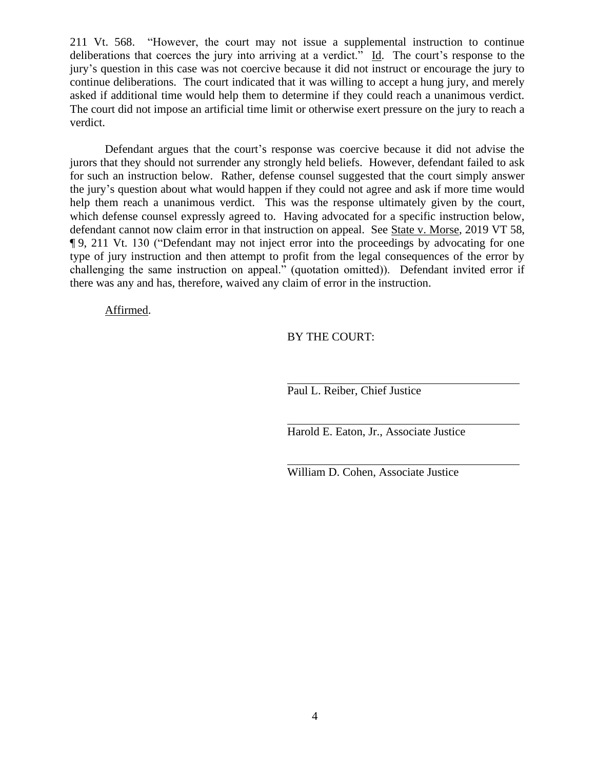211 Vt. 568. "However, the court may not issue a supplemental instruction to continue deliberations that coerces the jury into arriving at a verdict." Id. The court's response to the jury's question in this case was not coercive because it did not instruct or encourage the jury to continue deliberations. The court indicated that it was willing to accept a hung jury, and merely asked if additional time would help them to determine if they could reach a unanimous verdict. The court did not impose an artificial time limit or otherwise exert pressure on the jury to reach a verdict.

Defendant argues that the court's response was coercive because it did not advise the jurors that they should not surrender any strongly held beliefs. However, defendant failed to ask for such an instruction below. Rather, defense counsel suggested that the court simply answer the jury's question about what would happen if they could not agree and ask if more time would help them reach a unanimous verdict. This was the response ultimately given by the court, which defense counsel expressly agreed to. Having advocated for a specific instruction below, defendant cannot now claim error in that instruction on appeal. See State v. Morse, 2019 VT 58, ¶ 9, 211 Vt. 130 ("Defendant may not inject error into the proceedings by advocating for one type of jury instruction and then attempt to profit from the legal consequences of the error by challenging the same instruction on appeal." (quotation omitted)). Defendant invited error if there was any and has, therefore, waived any claim of error in the instruction.

Affirmed.

BY THE COURT:

Paul L. Reiber, Chief Justice

Harold E. Eaton, Jr., Associate Justice

William D. Cohen, Associate Justice